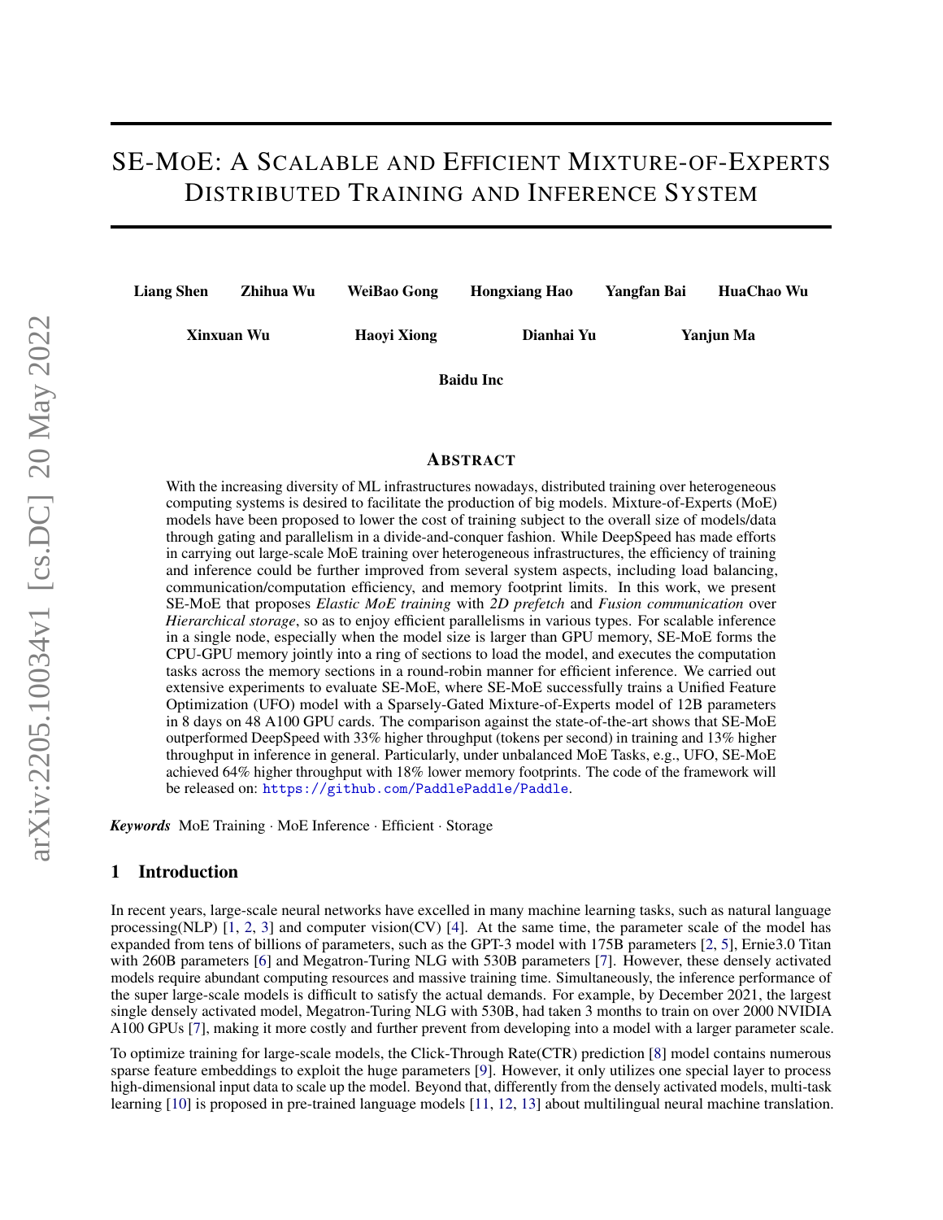# SE-MoE: A Scalable and Efficient Mixture-of-Experts Distributed Training and Inference System

**Liang Shen** **Zhihua Wu** **WeiBao Gong** **Hongxiang Hao** **Yangfan Bai** **HuaChao Wu**

**Xinxuan Wu** **Haoyi Xiong** **Dianhai Yu** **Yanjun Ma**

**Baidu Inc**

## Abstract

With the increasing diversity of ML infrastructures nowadays, distributed training over heterogeneous computing systems is desired to facilitate the production of big models. Mixture-of-Experts (MoE) models have been proposed to lower the cost of training subject to the overall size of models/data through gating and parallelism in a divide-and-conquer fashion. While DeepSpeed has made efforts in carrying out large-scale MoE training over heterogeneous infrastructures, the efficiency of training and inference could be further improved from several system aspects, including load balancing, communication/computation efficiency, and memory footprint limits. In this work, we present SE-MoE that proposes *Elastic MoE training* with *2D prefetch* and *Fusion communication* over *Hierarchical storage*, so as to enjoy efficient parallelisms in various types. For scalable inference in a single node, especially when the model size is larger than GPU memory, SE-MoE forms the CPU-GPU memory jointly into a ring of sections to load the model, and executes the computation tasks across the memory sections in a round-robin manner for efficient inference. We carried out extensive experiments to evaluate SE-MoE, where SE-MoE successfully trains a Unified Feature Optimization (UFO) model with a Sparsely-Gated Mixture-of-Experts model of 12B parameters in 8 days on 48 A100 GPU cards. The comparison against the state-of-the-art shows that SE-MoE outperformed DeepSpeed with 33% higher throughput (tokens per second) in training and 13% higher throughput in inference in general. Particularly, under unbalanced MoE Tasks, e.g., UFO, SE-MoE achieved 64% higher throughput with 18% lower memory footprints. The code of the framework will be released on: https://github.com/PaddlePaddle/Paddle.

***Keywords*** MoE Training · MoE Inference · Efficient · Storage

## 1 Introduction

In recent years, large-scale neural networks have excelled in many machine learning tasks, such as natural language processing(NLP) [1, 2, 3] and computer vision(CV) [4]. At the same time, the parameter scale of the model has expanded from tens of billions of parameters, such as the GPT-3 model with 175B parameters [2, 5], Ernie3.0 Titan with 260B parameters [6] and Megatron-Turing NLG with 530B parameters [7]. However, these densely activated models require abundant computing resources and massive training time. Simultaneously, the inference performance of the super large-scale models is difficult to satisfy the actual demands. For example, by December 2021, the largest single densely activated model, Megatron-Turing NLG with 530B, had taken 3 months to train on over 2000 NVIDIA A100 GPUs [7], making it more costly and further prevent from developing into a model with a larger parameter scale.

To optimize training for large-scale models, the Click-Through Rate(CTR) prediction [8] model contains numerous sparse feature embeddings to exploit the huge parameters [9]. However, it only utilizes one special layer to process high-dimensional input data to scale up the model. Beyond that, differently from the densely activated models, multi-task learning [10] is proposed in pre-trained language models [11, 12, 13] about multilingual neural machine translation.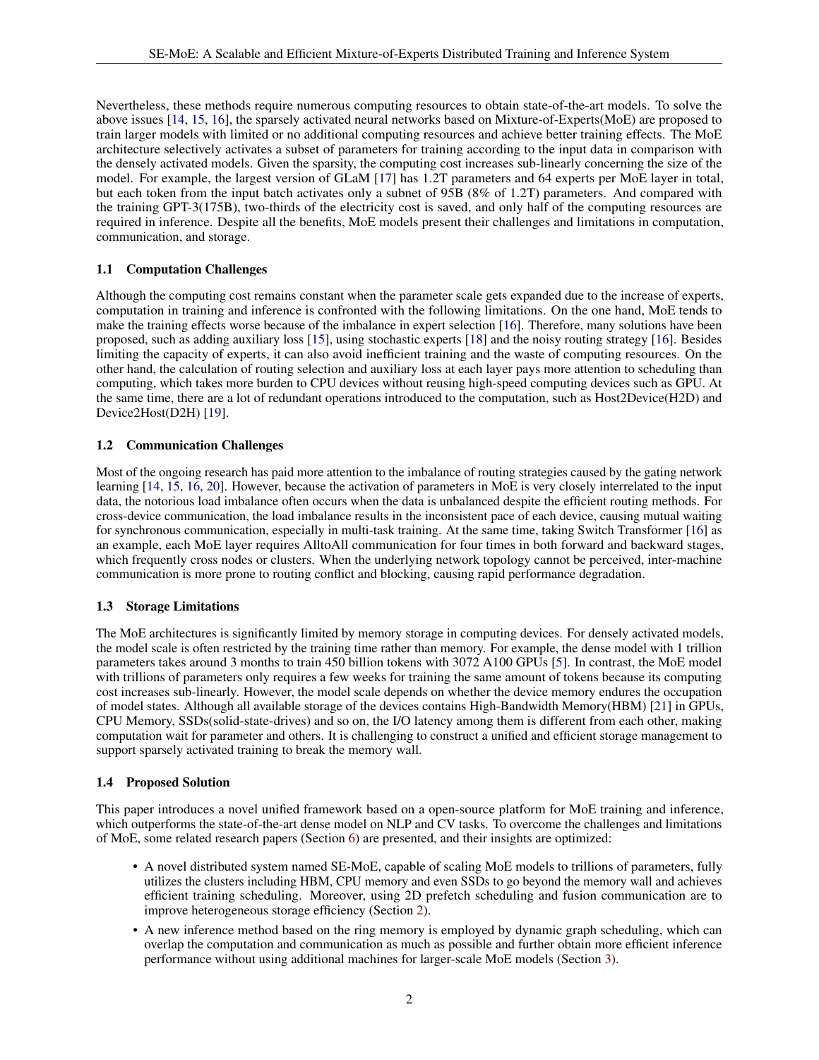Nevertheless, these methods require numerous computing resources to obtain state-of-the-art models. To solve the above issues [14, 15, 16], the sparsely activated neural networks based on Mixture-of-Experts(MoE) are proposed to train larger models with limited or no additional computing resources and achieve better training effects. The MoE architecture selectively activates a subset of parameters for training according to the input data in comparison with the densely activated models. Given the sparsity, the computing cost increases sub-linearly concerning the size of the model. For example, the largest version of GLaM [17] has 1.2T parameters and 64 experts per MoE layer in total, but each token from the input batch activates only a subnet of 95B (8% of 1.2T) parameters. And compared with the training GPT-3(175B), two-thirds of the electricity cost is saved, and only half of the computing resources are required in inference. Despite all the benefits, MoE models present their challenges and limitations in computation, communication, and storage.

### 1.1 Computation Challenges

Although the computing cost remains constant when the parameter scale gets expanded due to the increase of experts, computation in training and inference is confronted with the following limitations. On the one hand, MoE tends to make the training effects worse because of the imbalance in expert selection [16]. Therefore, many solutions have been proposed, such as adding auxiliary loss [15], using stochastic experts [18] and the noisy routing strategy [16]. Besides limiting the capacity of experts, it can also avoid inefficient training and the waste of computing resources. On the other hand, the calculation of routing selection and auxiliary loss at each layer pays more attention to scheduling than computing, which takes more burden to CPU devices without reusing high-speed computing devices such as GPU. At the same time, there are a lot of redundant operations introduced to the computation, such as Host2Device(H2D) and Device2Host(D2H) [19].

### 1.2 Communication Challenges

Most of the ongoing research has paid more attention to the imbalance of routing strategies caused by the gating network learning [14, 15, 16, 20]. However, because the activation of parameters in MoE is very closely interrelated to the input data, the notorious load imbalance often occurs when the data is unbalanced despite the efficient routing methods. For cross-device communication, the load imbalance results in the inconsistent pace of each device, causing mutual waiting for synchronous communication, especially in multi-task training. At the same time, taking Switch Transformer [16] as an example, each MoE layer requires AlltoAll communication for four times in both forward and backward stages, which frequently cross nodes or clusters. When the underlying network topology cannot be perceived, inter-machine communication is more prone to routing conflict and blocking, causing rapid performance degradation.

### 1.3 Storage Limitations

The MoE architectures is significantly limited by memory storage in computing devices. For densely activated models, the model scale is often restricted by the training time rather than memory. For example, the dense model with 1 trillion parameters takes around 3 months to train 450 billion tokens with 3072 A100 GPUs [5]. In contrast, the MoE model with trillions of parameters only requires a few weeks for training the same amount of tokens because its computing cost increases sub-linearly. However, the model scale depends on whether the device memory endures the occupation of model states. Although all available storage of the devices contains High-Bandwidth Memory(HBM) [21] in GPUs, CPU Memory, SSDs(solid-state-drives) and so on, the I/O latency among them is different from each other, making computation wait for parameter and others. It is challenging to construct a unified and efficient storage management to support sparsely activated training to break the memory wall.

### 1.4 Proposed Solution

This paper introduces a novel unified framework based on a open-source platform for MoE training and inference, which outperforms the state-of-the-art dense model on NLP and CV tasks. To overcome the challenges and limitations of MoE, some related research papers (Section 6) are presented, and their insights are optimized:

- A novel distributed system named SE-MoE, capable of scaling MoE models to trillions of parameters, fully utilizes the clusters including HBM, CPU memory and even SSDs to go beyond the memory wall and achieves efficient training scheduling. Moreover, using 2D prefetch scheduling and fusion communication are to improve heterogeneous storage efficiency (Section 2).
- A new inference method based on the ring memory is employed by dynamic graph scheduling, which can overlap the computation and communication as much as possible and further obtain more efficient inference performance without using additional machines for larger-scale MoE models (Section 3).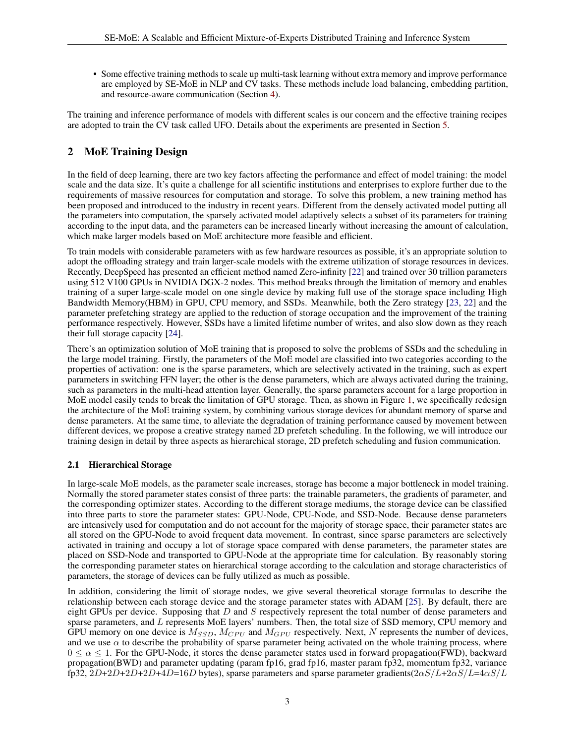- Some effective training methods to scale up multi-task learning without extra memory and improve performance are employed by SE-MoE in NLP and CV tasks. These methods include load balancing, embedding partition, and resource-aware communication (Section 4).

The training and inference performance of models with different scales is our concern and the effective training recipes are adopted to train the CV task called UFO. Details about the experiments are presented in Section 5.

## 2 MoE Training Design

In the field of deep learning, there are two key factors affecting the performance and effect of model training: the model scale and the data size. It's quite a challenge for all scientific institutions and enterprises to explore further due to the requirements of massive resources for computation and storage. To solve this problem, a new training method has been proposed and introduced to the industry in recent years. Different from the densely activated model putting all the parameters into computation, the sparsely activated model adaptively selects a subset of its parameters for training according to the input data, and the parameters can be increased linearly without increasing the amount of calculation, which make larger models based on MoE architecture more feasible and efficient.

To train models with considerable parameters with as few hardware resources as possible, it's an appropriate solution to adopt the offloading strategy and train larger-scale models with the extreme utilization of storage resources in devices. Recently, DeepSpeed has presented an efficient method named Zero-infinity [22] and trained over 30 trillion parameters using 512 V100 GPUs in NVIDIA DGX-2 nodes. This method breaks through the limitation of memory and enables training of a super large-scale model on one single device by making full use of the storage space including High Bandwidth Memory(HBM) in GPU, CPU memory, and SSDs. Meanwhile, both the Zero strategy [23, 22] and the parameter prefetching strategy are applied to the reduction of storage occupation and the improvement of the training performance respectively. However, SSDs have a limited lifetime number of writes, and also slow down as they reach their full storage capacity [24].

There's an optimization solution of MoE training that is proposed to solve the problems of SSDs and the scheduling in the large model training. Firstly, the parameters of the MoE model are classified into two categories according to the properties of activation: one is the sparse parameters, which are selectively activated in the training, such as expert parameters in switching FFN layer; the other is the dense parameters, which are always activated during the training, such as parameters in the multi-head attention layer. Generally, the sparse parameters account for a large proportion in MoE model easily tends to break the limitation of GPU storage. Then, as shown in Figure 1, we specifically redesign the architecture of the MoE training system, by combining various storage devices for abundant memory of sparse and dense parameters. At the same time, to alleviate the degradation of training performance caused by movement between different devices, we propose a creative strategy named 2D prefetch scheduling. In the following, we will introduce our training design in detail by three aspects as hierarchical storage, 2D prefetch scheduling and fusion communication.

### 2.1 Hierarchical Storage

In large-scale MoE models, as the parameter scale increases, storage has become a major bottleneck in model training. Normally the stored parameter states consist of three parts: the trainable parameters, the gradients of parameter, and the corresponding optimizer states. According to the different storage mediums, the storage device can be classified into three parts to store the parameter states: GPU-Node, CPU-Node, and SSD-Node. Because dense parameters are intensively used for computation and do not account for the majority of storage space, their parameter states are all stored on the GPU-Node to avoid frequent data movement. In contrast, since sparse parameters are selectively activated in training and occupy a lot of storage space compared with dense parameters, the parameter states are placed on SSD-Node and transported to GPU-Node at the appropriate time for calculation. By reasonably storing the corresponding parameter states on hierarchical storage according to the calculation and storage characteristics of parameters, the storage of devices can be fully utilized as much as possible.

In addition, considering the limit of storage nodes, we give several theoretical storage formulas to describe the relationship between each storage device and the storage parameter states with ADAM [25]. By default, there are eight GPUs per device. Supposing that $D$ and $S$ respectively represent the total number of dense parameters and sparse parameters, and $L$ represents MoE layers' numbers. Then, the total size of SSD memory, CPU memory and GPU memory on one device is $M_{SSD}$, $M_{CPU}$ and $M_{GPU}$ respectively. Next, $N$ represents the number of devices, and we use $\alpha$ to describe the probability of sparse parameter being activated on the whole training process, where $0 \leq \alpha \leq 1$. For the GPU-Node, it stores the dense parameter states used in forward propagation(FWD), backward propagation(BWD) and parameter updating (param fp16, grad fp16, master param fp32, momentum fp32, variance fp32, $2D$+$2D$+$2D$+$2D$+$4D$=$16D$ bytes), sparse parameters and sparse parameter gradients($2\alpha S/L$+$2\alpha S/L$=$4\alpha S/L$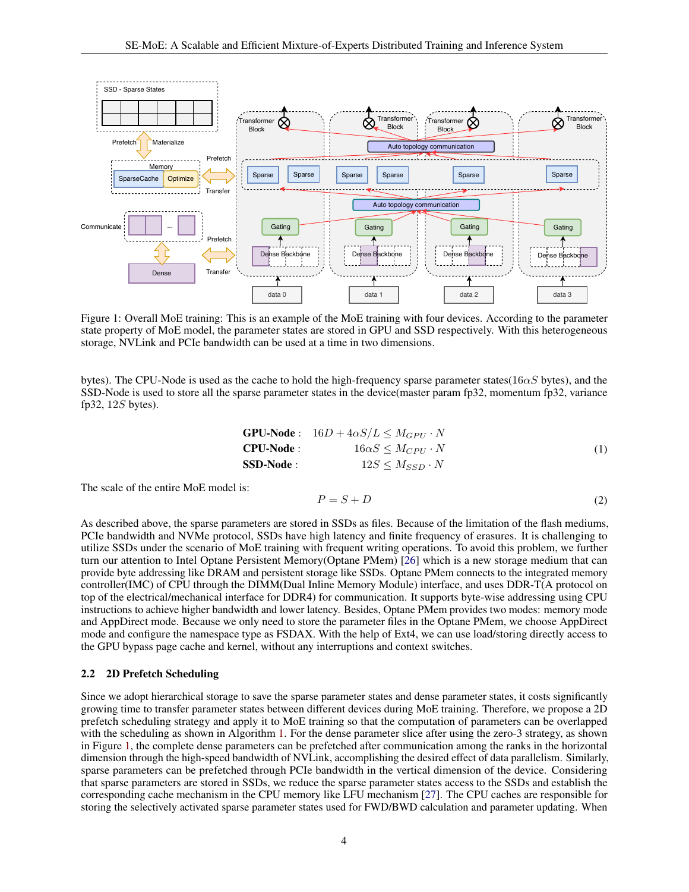Figure 1: Overall MoE training: This is an example of the MoE training with four devices. According to the parameter state property of MoE model, the parameter states are stored in GPU and SSD respectively. With this heterogeneous storage, NVLink and PCIe bandwidth can be used at a time in two dimensions.

bytes). The CPU-Node is used as the cache to hold the high-frequency sparse parameter states($16\alpha S$ bytes), and the SSD-Node is used to store all the sparse parameter states in the device(master param fp32, momentum fp32, variance fp32, $12S$ bytes).

$$
\begin{aligned}
\textbf{GPU-Node}: &\quad 16D + 4\alpha S/L \leq M_{GPU} \cdot N \\
\textbf{CPU-Node}: &\quad 16\alpha S \leq M_{CPU} \cdot N \\
\textbf{SSD-Node}: &\quad 12S \leq M_{SSD} \cdot N
\end{aligned}
\tag{1}
$$

The scale of the entire MoE model is:

$$
P = S + D \tag{2}
$$

As described above, the sparse parameters are stored in SSDs as files. Because of the limitation of the flash mediums, PCIe bandwidth and NVMe protocol, SSDs have high latency and finite frequency of erasures. It is challenging to utilize SSDs under the scenario of MoE training with frequent writing operations. To avoid this problem, we further turn our attention to Intel Optane Persistent Memory(Optane PMem) [26] which is a new storage medium that can provide byte addressing like DRAM and persistent storage like SSDs. Optane PMem connects to the integrated memory controller(IMC) of CPU through the DIMM(Dual Inline Memory Module) interface, and uses DDR-T(A protocol on top of the electrical/mechanical interface for DDR4) for communication. It supports byte-wise addressing using CPU instructions to achieve higher bandwidth and lower latency. Besides, Optane PMem provides two modes: memory mode and AppDirect mode. Because we only need to store the parameter files in the Optane PMem, we choose AppDirect mode and configure the namespace type as FSDAX. With the help of Ext4, we can use load/storing directly access to the GPU bypass page cache and kernel, without any interruptions and context switches.

### 2.2 2D Prefetch Scheduling

Since we adopt hierarchical storage to save the sparse parameter states and dense parameter states, it costs significantly growing time to transfer parameter states between different devices during MoE training. Therefore, we propose a 2D prefetch scheduling strategy and apply it to MoE training so that the computation of parameters can be overlapped with the scheduling as shown in Algorithm 1. For the dense parameter slice after using the zero-3 strategy, as shown in Figure 1, the complete dense parameters can be prefetched after communication among the ranks in the horizontal dimension through the high-speed bandwidth of NVLink, accomplishing the desired effect of data parallelism. Similarly, sparse parameters can be prefetched through PCIe bandwidth in the vertical dimension of the device. Considering that sparse parameters are stored in SSDs, we reduce the sparse parameter states access to the SSDs and establish the corresponding cache mechanism in the CPU memory like LFU mechanism [27]. The CPU caches are responsible for storing the selectively activated sparse parameter states used for FWD/BWD calculation and parameter updating. When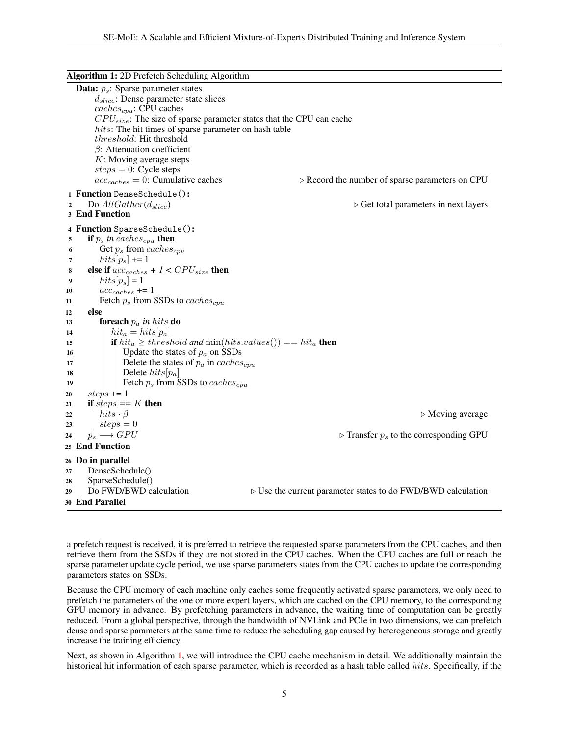**Algorithm 1:** 2D Prefetch Scheduling Algorithm

```
Data: p_s: Sparse parameter states
      d_slice: Dense parameter state slices
      caches_cpu: CPU caches
      CPU_size: The size of sparse parameter states that the CPU can cache
      hits: The hit times of sparse parameter on hash table
      threshold: Hit threshold
      β: Attenuation coefficient
      K: Moving average steps
      steps = 0: Cycle steps
      acc_caches = 0: Cumulative caches          ▷ Record the number of sparse parameters on CPU
1  Function DenseSchedule():
2  |  Do AllGather(d_slice)                       ▷ Get total parameters in next layers
3  End Function
4  Function SparseSchedule():
5  |  if p_s in caches_cpu then
6  |  |  Get p_s from caches_cpu
7  |  |  hits[p_s] += 1
8  |  else if acc_caches + 1 < CPU_size then
9  |  |  hits[p_s] = 1
10 |  |  acc_caches += 1
11 |  |  Fetch p_s from SSDs to caches_cpu
12 |  else
13 |  |  foreach p_a in hits do
14 |  |  |  hit_a = hits[p_a]
15 |  |  |  if hit_a ≥ threshold and min(hits.values()) == hit_a then
16 |  |  |  |  Update the states of p_a on SSDs
17 |  |  |  |  Delete the states of p_a in caches_cpu
18 |  |  |  |  Delete hits[p_a]
19 |  |  |  |  Fetch p_s from SSDs to caches_cpu
20 |  steps += 1
21 |  if steps == K then
22 |  |  hits · β                                  ▷ Moving average
23 |  |  steps = 0
24 |  p_s ⟶ GPU                                   ▷ Transfer p_s to the corresponding GPU
25 End Function
26 Do in parallel
27 |  DenseSchedule()
28 |  SparseSchedule()
29 |  Do FWD/BWD calculation    ▷ Use the current parameter states to do FWD/BWD calculation
30 End Parallel
```

a prefetch request is received, it is preferred to retrieve the requested sparse parameters from the CPU caches, and then retrieve them from the SSDs if they are not stored in the CPU caches. When the CPU caches are full or reach the sparse parameter update cycle period, we use sparse parameters states from the CPU caches to update the corresponding parameters states on SSDs.

Because the CPU memory of each machine only caches some frequently activated sparse parameters, we only need to prefetch the parameters of the one or more expert layers, which are cached on the CPU memory, to the corresponding GPU memory in advance. By prefetching parameters in advance, the waiting time of computation can be greatly reduced. From a global perspective, through the bandwidth of NVLink and PCIe in two dimensions, we can prefetch dense and sparse parameters at the same time to reduce the scheduling gap caused by heterogeneous storage and greatly increase the training efficiency.

Next, as shown in Algorithm 1, we will introduce the CPU cache mechanism in detail. We additionally maintain the historical hit information of each sparse parameter, which is recorded as a hash table called $hits$. Specifically, if the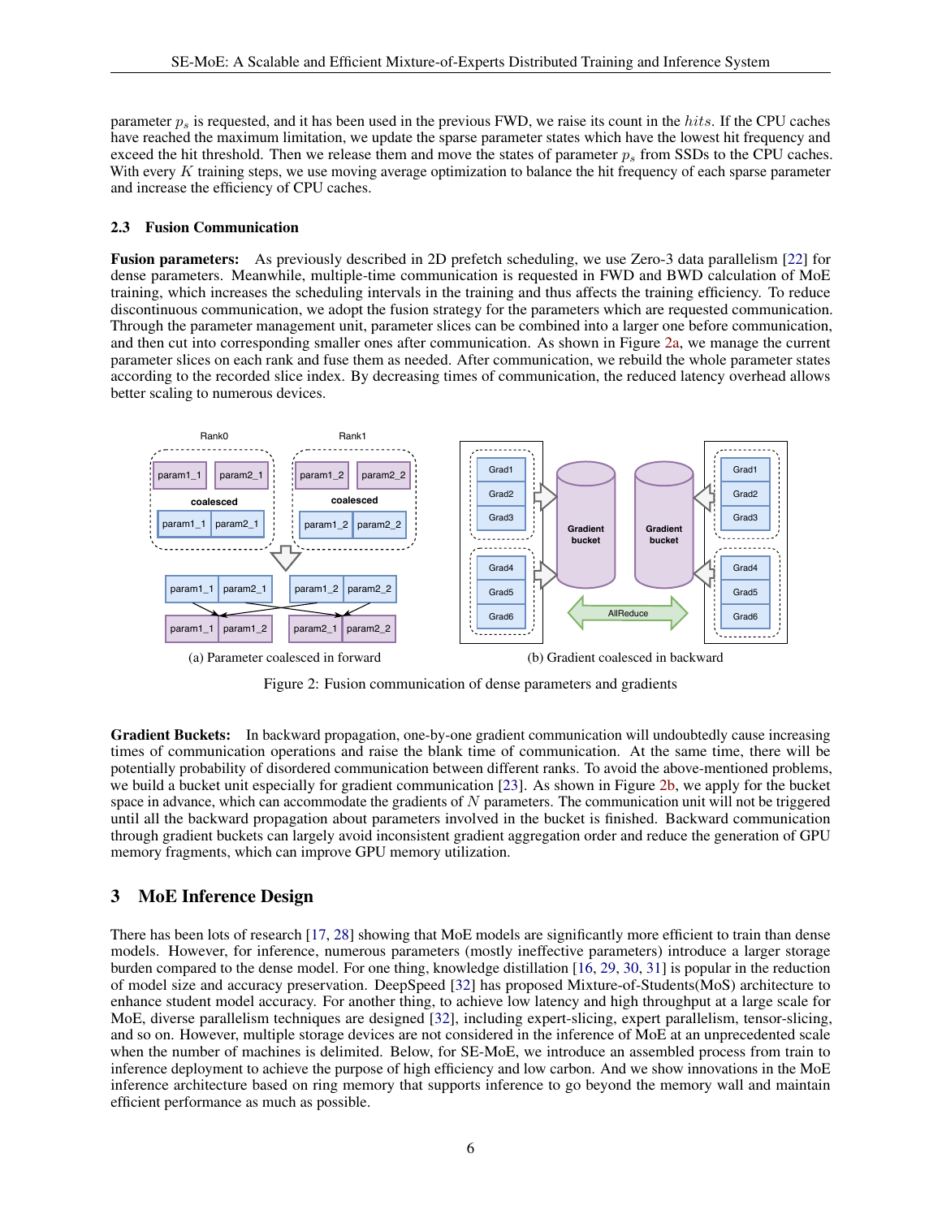parameter $p_s$ is requested, and it has been used in the previous FWD, we raise its count in the $hits$. If the CPU caches have reached the maximum limitation, we update the sparse parameter states which have the lowest hit frequency and exceed the hit threshold. Then we release them and move the states of parameter $p_s$ from SSDs to the CPU caches. With every $K$ training steps, we use moving average optimization to balance the hit frequency of each sparse parameter and increase the efficiency of CPU caches.

### 2.3 Fusion Communication

**Fusion parameters:** As previously described in 2D prefetch scheduling, we use Zero-3 data parallelism [22] for dense parameters. Meanwhile, multiple-time communication is requested in FWD and BWD calculation of MoE training, which increases the scheduling intervals in the training and thus affects the training efficiency. To reduce discontinuous communication, we adopt the fusion strategy for the parameters which are requested communication. Through the parameter management unit, parameter slices can be combined into a larger one before communication, and then cut into corresponding smaller ones after communication. As shown in Figure 2a, we manage the current parameter slices on each rank and fuse them as needed. After communication, we rebuild the whole parameter states according to the recorded slice index. By decreasing times of communication, the reduced latency overhead allows better scaling to numerous devices.

(a) Parameter coalesced in forward

(b) Gradient coalesced in backward

Figure 2: Fusion communication of dense parameters and gradients

**Gradient Buckets:** In backward propagation, one-by-one gradient communication will undoubtedly cause increasing times of communication operations and raise the blank time of communication. At the same time, there will be potentially probability of disordered communication between different ranks. To avoid the above-mentioned problems, we build a bucket unit especially for gradient communication [23]. As shown in Figure 2b, we apply for the bucket space in advance, which can accommodate the gradients of $N$ parameters. The communication unit will not be triggered until all the backward propagation about parameters involved in the bucket is finished. Backward communication through gradient buckets can largely avoid inconsistent gradient aggregation order and reduce the generation of GPU memory fragments, which can improve GPU memory utilization.

## 3 MoE Inference Design

There has been lots of research [17, 28] showing that MoE models are significantly more efficient to train than dense models. However, for inference, numerous parameters (mostly ineffective parameters) introduce a larger storage burden compared to the dense model. For one thing, knowledge distillation [16, 29, 30, 31] is popular in the reduction of model size and accuracy preservation. DeepSpeed [32] has proposed Mixture-of-Students(MoS) architecture to enhance student model accuracy. For another thing, to achieve low latency and high throughput at a large scale for MoE, diverse parallelism techniques are designed [32], including expert-slicing, expert parallelism, tensor-slicing, and so on. However, multiple storage devices are not considered in the inference of MoE at an unprecedented scale when the number of machines is delimited. Below, for SE-MoE, we introduce an assembled process from train to inference deployment to achieve the purpose of high efficiency and low carbon. And we show innovations in the MoE inference architecture based on ring memory that supports inference to go beyond the memory wall and maintain efficient performance as much as possible.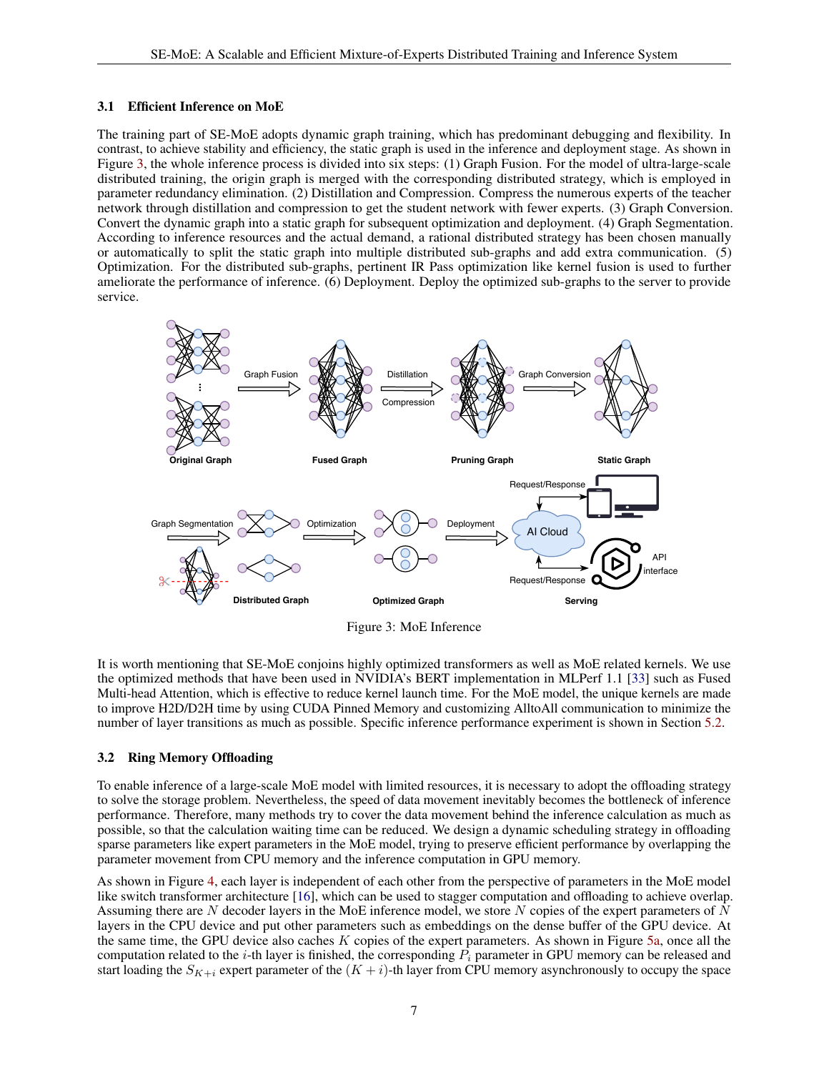### 3.1 Efficient Inference on MoE

The training part of SE-MoE adopts dynamic graph training, which has predominant debugging and flexibility. In contrast, to achieve stability and efficiency, the static graph is used in the inference and deployment stage. As shown in Figure 3, the whole inference process is divided into six steps: (1) Graph Fusion. For the model of ultra-large-scale distributed training, the origin graph is merged with the corresponding distributed strategy, which is employed in parameter redundancy elimination. (2) Distillation and Compression. Compress the numerous experts of the teacher network through distillation and compression to get the student network with fewer experts. (3) Graph Conversion. Convert the dynamic graph into a static graph for subsequent optimization and deployment. (4) Graph Segmentation. According to inference resources and the actual demand, a rational distributed strategy has been chosen manually or automatically to split the static graph into multiple distributed sub-graphs and add extra communication. (5) Optimization. For the distributed sub-graphs, pertinent IR Pass optimization like kernel fusion is used to further ameliorate the performance of inference. (6) Deployment. Deploy the optimized sub-graphs to the server to provide service.

Figure 3: MoE Inference

It is worth mentioning that SE-MoE conjoins highly optimized transformers as well as MoE related kernels. We use the optimized methods that have been used in NVIDIA's BERT implementation in MLPerf 1.1 [33] such as Fused Multi-head Attention, which is effective to reduce kernel launch time. For the MoE model, the unique kernels are made to improve H2D/D2H time by using CUDA Pinned Memory and customizing AlltoAll communication to minimize the number of layer transitions as much as possible. Specific inference performance experiment is shown in Section 5.2.

### 3.2 Ring Memory Offloading

To enable inference of a large-scale MoE model with limited resources, it is necessary to adopt the offloading strategy to solve the storage problem. Nevertheless, the speed of data movement inevitably becomes the bottleneck of inference performance. Therefore, many methods try to cover the data movement behind the inference calculation as much as possible, so that the calculation waiting time can be reduced. We design a dynamic scheduling strategy in offloading sparse parameters like expert parameters in the MoE model, trying to preserve efficient performance by overlapping the parameter movement from CPU memory and the inference computation in GPU memory.

As shown in Figure 4, each layer is independent of each other from the perspective of parameters in the MoE model like switch transformer architecture [16], which can be used to stagger computation and offloading to achieve overlap. Assuming there are $N$ decoder layers in the MoE inference model, we store $N$ copies of the expert parameters of $N$ layers in the CPU device and put other parameters such as embeddings on the dense buffer of the GPU device. At the same time, the GPU device also caches $K$ copies of the expert parameters. As shown in Figure 5a, once all the computation related to the $i$-th layer is finished, the corresponding $P_i$ parameter in GPU memory can be released and start loading the $S_{K+i}$ expert parameter of the $(K+i)$-th layer from CPU memory asynchronously to occupy the space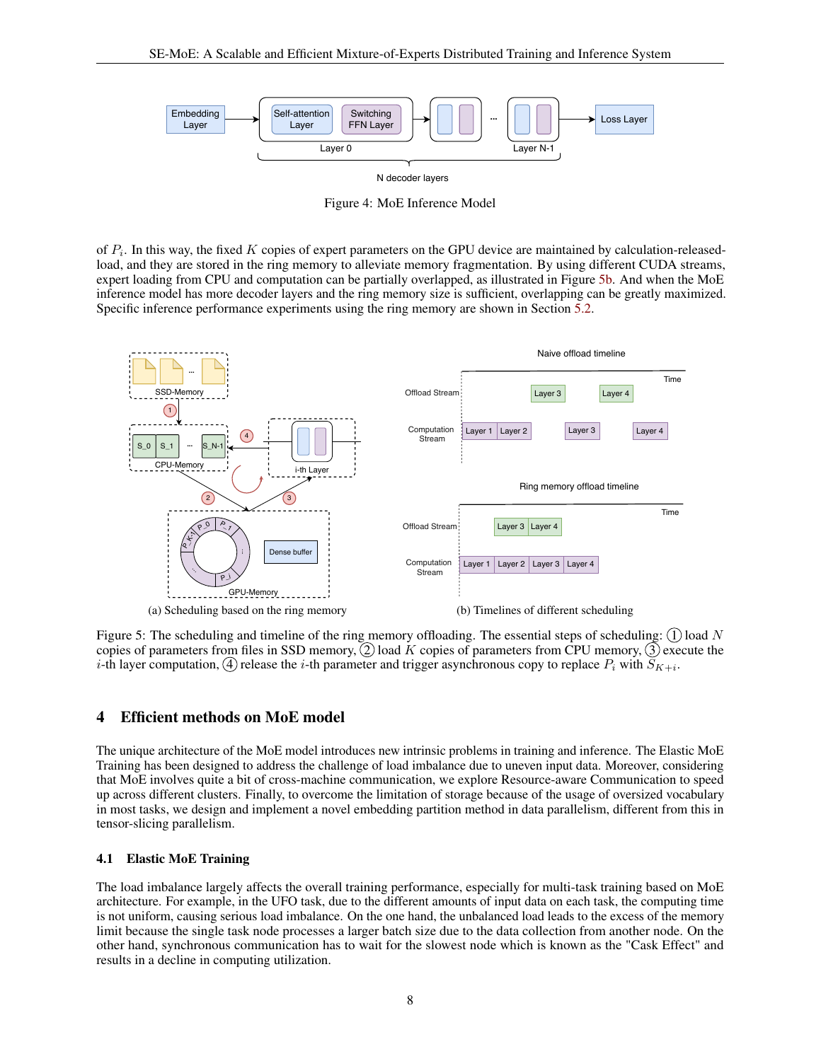Figure 4: MoE Inference Model

of $P_i$. In this way, the fixed $K$ copies of expert parameters on the GPU device are maintained by calculation-released-load, and they are stored in the ring memory to alleviate memory fragmentation. By using different CUDA streams, expert loading from CPU and computation can be partially overlapped, as illustrated in Figure 5b. And when the MoE inference model has more decoder layers and the ring memory size is sufficient, overlapping can be greatly maximized. Specific inference performance experiments using the ring memory are shown in Section 5.2.

(a) Scheduling based on the ring memory

(b) Timelines of different scheduling

Figure 5: The scheduling and timeline of the ring memory offloading. The essential steps of scheduling: ① load $N$ copies of parameters from files in SSD memory, ② load $K$ copies of parameters from CPU memory, ③ execute the $i$-th layer computation, ④ release the $i$-th parameter and trigger asynchronous copy to replace $P_i$ with $S_{K+i}$.

## 4 Efficient methods on MoE model

The unique architecture of the MoE model introduces new intrinsic problems in training and inference. The Elastic MoE Training has been designed to address the challenge of load imbalance due to uneven input data. Moreover, considering that MoE involves quite a bit of cross-machine communication, we explore Resource-aware Communication to speed up across different clusters. Finally, to overcome the limitation of storage because of the usage of oversized vocabulary in most tasks, we design and implement a novel embedding partition method in data parallelism, different from this in tensor-slicing parallelism.

### 4.1 Elastic MoE Training

The load imbalance largely affects the overall training performance, especially for multi-task training based on MoE architecture. For example, in the UFO task, due to the different amounts of input data on each task, the computing time is not uniform, causing serious load imbalance. On the one hand, the unbalanced load leads to the excess of the memory limit because the single task node processes a larger batch size due to the data collection from another node. On the other hand, synchronous communication has to wait for the slowest node which is known as the "Cask Effect" and results in a decline in computing utilization.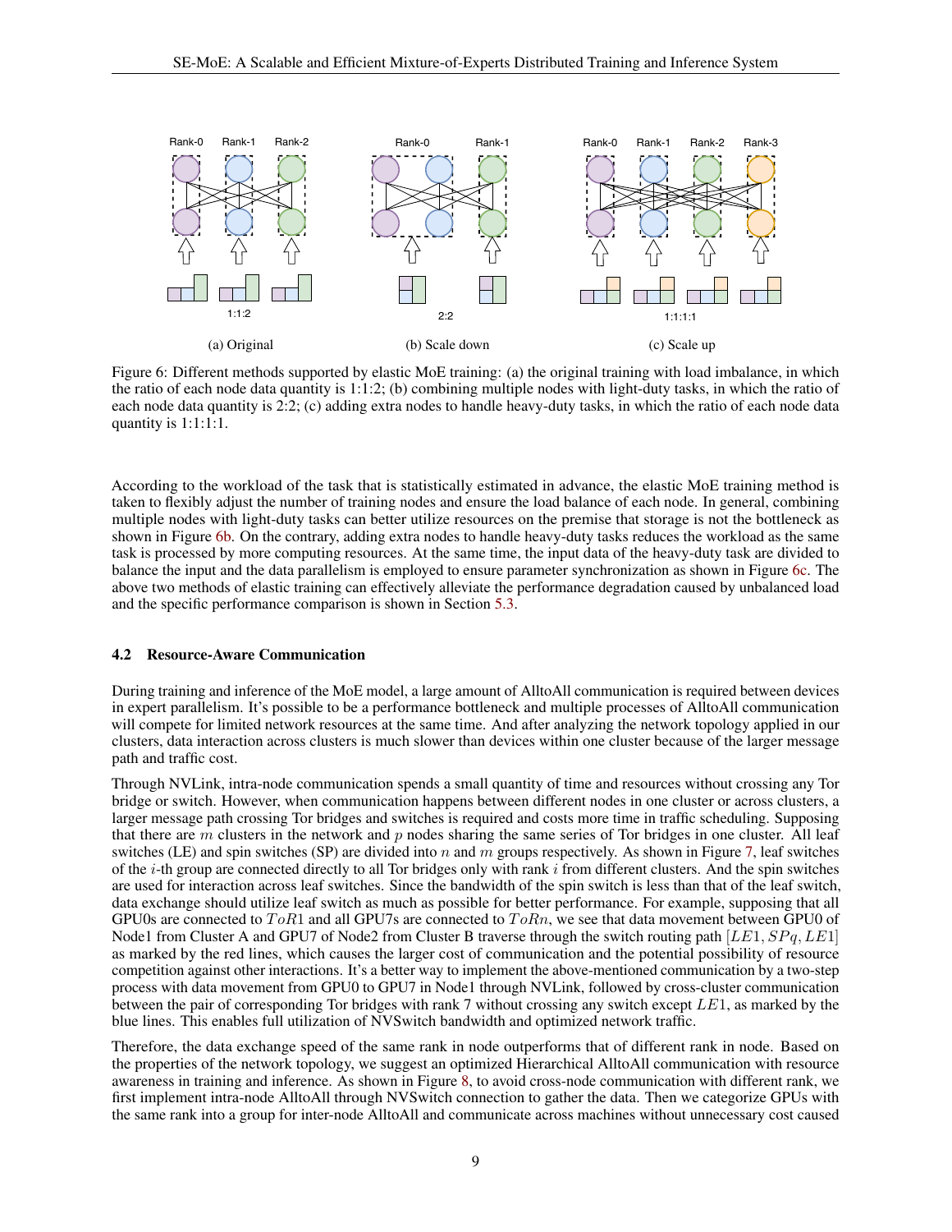(a) Original (b) Scale down (c) Scale up

Figure 6: Different methods supported by elastic MoE training: (a) the original training with load imbalance, in which the ratio of each node data quantity is 1:1:2; (b) combining multiple nodes with light-duty tasks, in which the ratio of each node data quantity is 2:2; (c) adding extra nodes to handle heavy-duty tasks, in which the ratio of each node data quantity is 1:1:1:1.

According to the workload of the task that is statistically estimated in advance, the elastic MoE training method is taken to flexibly adjust the number of training nodes and ensure the load balance of each node. In general, combining multiple nodes with light-duty tasks can better utilize resources on the premise that storage is not the bottleneck as shown in Figure 6b. On the contrary, adding extra nodes to handle heavy-duty tasks reduces the workload as the same task is processed by more computing resources. At the same time, the input data of the heavy-duty task are divided to balance the input and the data parallelism is employed to ensure parameter synchronization as shown in Figure 6c. The above two methods of elastic training can effectively alleviate the performance degradation caused by unbalanced load and the specific performance comparison is shown in Section 5.3.

### 4.2 Resource-Aware Communication

During training and inference of the MoE model, a large amount of AlltoAll communication is required between devices in expert parallelism. It's possible to be a performance bottleneck and multiple processes of AlltoAll communication will compete for limited network resources at the same time. And after analyzing the network topology applied in our clusters, data interaction across clusters is much slower than devices within one cluster because of the larger message path and traffic cost.

Through NVLink, intra-node communication spends a small quantity of time and resources without crossing any Tor bridge or switch. However, when communication happens between different nodes in one cluster or across clusters, a larger message path crossing Tor bridges and switches is required and costs more time in traffic scheduling. Supposing that there are $m$ clusters in the network and $p$ nodes sharing the same series of Tor bridges in one cluster. All leaf switches (LE) and spin switches (SP) are divided into $n$ and $m$ groups respectively. As shown in Figure 7, leaf switches of the $i$-th group are connected directly to all Tor bridges only with rank $i$ from different clusters. And the spin switches are used for interaction across leaf switches. Since the bandwidth of the spin switch is less than that of the leaf switch, data exchange should utilize leaf switch as much as possible for better performance. For example, supposing that all GPU0s are connected to $ToR1$ and all GPU7s are connected to $ToRn$, we see that data movement between GPU0 of Node1 from Cluster A and GPU7 of Node2 from Cluster B traverse through the switch routing path $[LE1, SPq, LE1]$ as marked by the red lines, which causes the larger cost of communication and the potential possibility of resource competition against other interactions. It's a better way to implement the above-mentioned communication by a two-step process with data movement from GPU0 to GPU7 in Node1 through NVLink, followed by cross-cluster communication between the pair of corresponding Tor bridges with rank 7 without crossing any switch except $LE1$, as marked by the blue lines. This enables full utilization of NVSwitch bandwidth and optimized network traffic.

Therefore, the data exchange speed of the same rank in node outperforms that of different rank in node. Based on the properties of the network topology, we suggest an optimized Hierarchical AlltoAll communication with resource awareness in training and inference. As shown in Figure 8, to avoid cross-node communication with different rank, we first implement intra-node AlltoAll through NVSwitch connection to gather the data. Then we categorize GPUs with the same rank into a group for inter-node AlltoAll and communicate across machines without unnecessary cost caused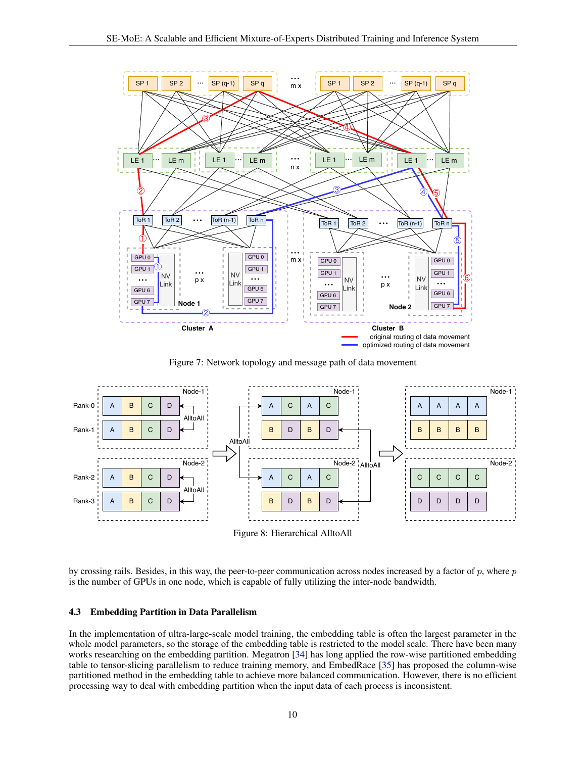Figure 7: Network topology and message path of data movement

Figure 8: Hierarchical AlltoAll

by crossing rails. Besides, in this way, the peer-to-peer communication across nodes increased by a factor of $p$, where $p$ is the number of GPUs in one node, which is capable of fully utilizing the inter-node bandwidth.

### 4.3 Embedding Partition in Data Parallelism

In the implementation of ultra-large-scale model training, the embedding table is often the largest parameter in the whole model parameters, so the storage of the embedding table is restricted to the model scale. There have been many works researching on the embedding partition. Megatron [34] has long applied the row-wise partitioned embedding table to tensor-slicing parallelism to reduce training memory, and EmbedRace [35] has proposed the column-wise partitioned method in the embedding table to achieve more balanced communication. However, there is no efficient processing way to deal with embedding partition when the input data of each process is inconsistent.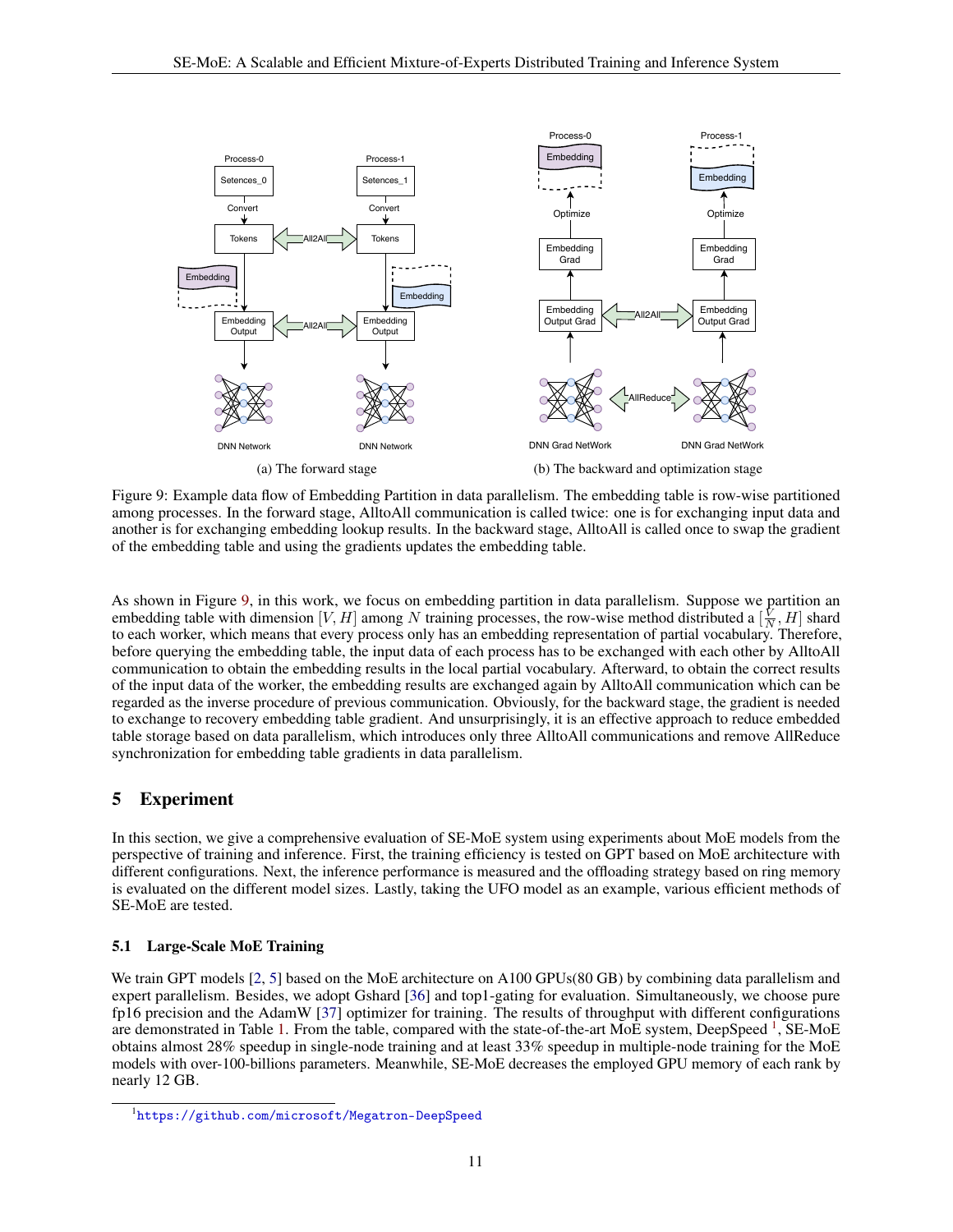(a) The forward stage

(b) The backward and optimization stage

Figure 9: Example data flow of Embedding Partition in data parallelism. The embedding table is row-wise partitioned among processes. In the forward stage, AlltoAll communication is called twice: one is for exchanging input data and another is for exchanging embedding lookup results. In the backward stage, AlltoAll is called once to swap the gradient of the embedding table and using the gradients updates the embedding table.

As shown in Figure 9, in this work, we focus on embedding partition in data parallelism. Suppose we partition an embedding table with dimension $[V, H]$ among $N$ training processes, the row-wise method distributed a $[\frac{V}{N}, H]$ shard to each worker, which means that every process only has an embedding representation of partial vocabulary. Therefore, before querying the embedding table, the input data of each process has to be exchanged with each other by AlltoAll communication to obtain the embedding results in the local partial vocabulary. Afterward, to obtain the correct results of the input data of the worker, the embedding results are exchanged again by AlltoAll communication which can be regarded as the inverse procedure of previous communication. Obviously, for the backward stage, the gradient is needed to exchange to recovery embedding table gradient. And unsurprisingly, it is an effective approach to reduce embedded table storage based on data parallelism, which introduces only three AlltoAll communications and remove AllReduce synchronization for embedding table gradients in data parallelism.

# 5 Experiment

In this section, we give a comprehensive evaluation of SE-MoE system using experiments about MoE models from the perspective of training and inference. First, the training efficiency is tested on GPT based on MoE architecture with different configurations. Next, the inference performance is measured and the offloading strategy based on ring memory is evaluated on the different model sizes. Lastly, taking the UFO model as an example, various efficient methods of SE-MoE are tested.

## 5.1 Large-Scale MoE Training

We train GPT models [2, 5] based on the MoE architecture on A100 GPUs(80 GB) by combining data parallelism and expert parallelism. Besides, we adopt Gshard [36] and top1-gating for evaluation. Simultaneously, we choose pure fp16 precision and the AdamW [37] optimizer for training. The results of throughput with different configurations are demonstrated in Table 1. From the table, compared with the state-of-the-art MoE system, DeepSpeed [1], SE-MoE obtains almost 28% speedup in single-node training and at least 33% speedup in multiple-node training for the MoE models with over-100-billions parameters. Meanwhile, SE-MoE decreases the employed GPU memory of each rank by nearly 12 GB.

[1] https://github.com/microsoft/Megatron-DeepSpeed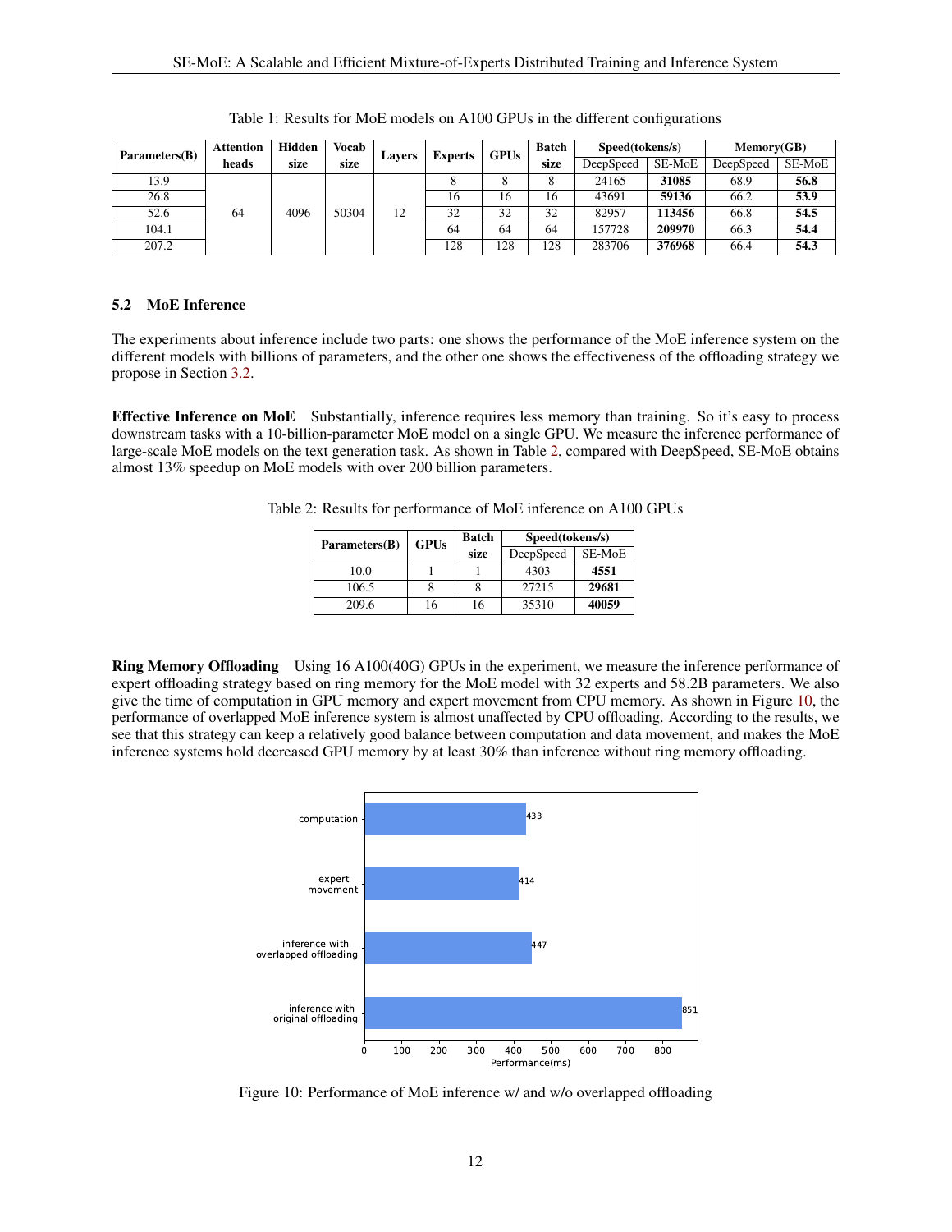Table 1: Results for MoE models on A100 GPUs in the different configurations

| Parameters(B) | Attention heads | Hidden size | Vocab size | Layers | Experts | GPUs | Batch size | Speed(tokens/s) | | Memory(GB) | |
|---|---|---|---|---|---|---|---|---|---|---|---|
| | | | | | | | | DeepSpeed | SE-MoE | DeepSpeed | SE-MoE |
| 13.9 | 64 | 4096 | 50304 | 12 | 8 | 8 | 8 | 24165 | **31085** | 68.9 | **56.8** |
| 26.8 | | | | | 16 | 16 | 16 | 43691 | **59136** | 66.2 | **53.9** |
| 52.6 | | | | | 32 | 32 | 32 | 82957 | **113456** | 66.8 | **54.5** |
| 104.1 | | | | | 64 | 64 | 64 | 157728 | **209970** | 66.3 | **54.4** |
| 207.2 | | | | | 128 | 128 | 128 | 283706 | **376968** | 66.4 | **54.3** |

### 5.2 MoE Inference

The experiments about inference include two parts: one shows the performance of the MoE inference system on the different models with billions of parameters, and the other one shows the effectiveness of the offloading strategy we propose in Section 3.2.

**Effective Inference on MoE** Substantially, inference requires less memory than training. So it's easy to process downstream tasks with a 10-billion-parameter MoE model on a single GPU. We measure the inference performance of large-scale MoE models on the text generation task. As shown in Table 2, compared with DeepSpeed, SE-MoE obtains almost 13% speedup on MoE models with over 200 billion parameters.

Table 2: Results for performance of MoE inference on A100 GPUs

| Parameters(B) | GPUs | Batch size | Speed(tokens/s) | |
|---|---|---|---|---|
| | | | DeepSpeed | SE-MoE |
| 10.0 | 1 | 1 | 4303 | **4551** |
| 106.5 | 8 | 8 | 27215 | **29681** |
| 209.6 | 16 | 16 | 35310 | **40059** |

**Ring Memory Offloading** Using 16 A100(40G) GPUs in the experiment, we measure the inference performance of expert offloading strategy based on ring memory for the MoE model with 32 experts and 58.2B parameters. We also give the time of computation in GPU memory and expert movement from CPU memory. As shown in Figure 10, the performance of overlapped MoE inference system is almost unaffected by CPU offloading. According to the results, we see that this strategy can keep a relatively good balance between computation and data movement, and makes the MoE inference systems hold decreased GPU memory by at least 30% than inference without ring memory offloading.

| | Performance(ms) |
|---|---|
| computation | 433 |
| expert movement | 414 |
| inference with overlapped offloading | 447 |
| inference with original offloading | 851 |

Figure 10: Performance of MoE inference w/ and w/o overlapped offloading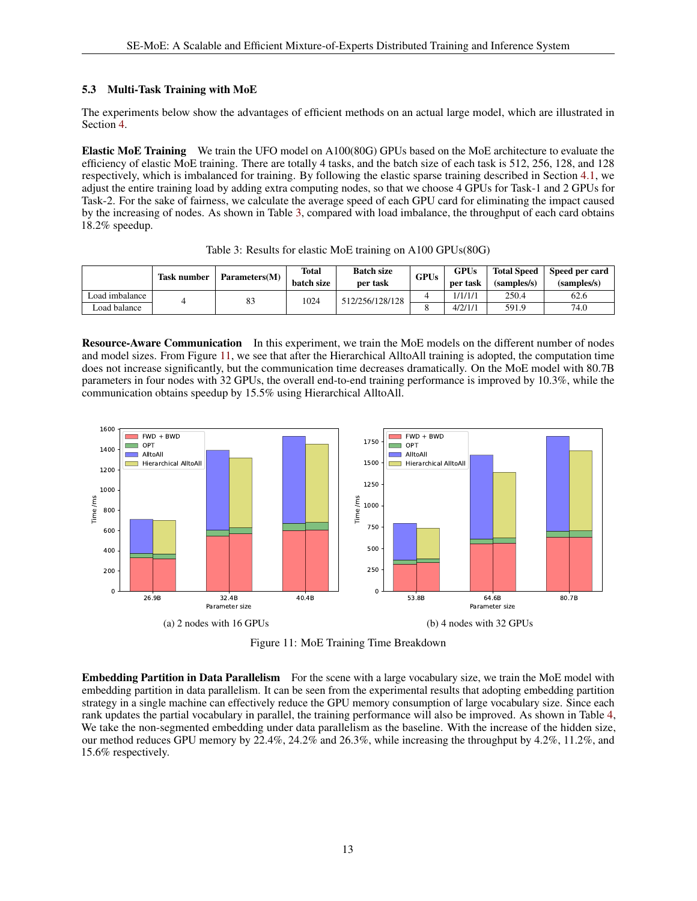### 5.3 Multi-Task Training with MoE

The experiments below show the advantages of efficient methods on an actual large model, which are illustrated in Section 4.

**Elastic MoE Training** We train the UFO model on A100(80G) GPUs based on the MoE architecture to evaluate the efficiency of elastic MoE training. There are totally 4 tasks, and the batch size of each task is 512, 256, 128, and 128 respectively, which is imbalanced for training. By following the elastic sparse training described in Section 4.1, we adjust the entire training load by adding extra computing nodes, so that we choose 4 GPUs for Task-1 and 2 GPUs for Task-2. For the sake of fairness, we calculate the average speed of each GPU card for eliminating the impact caused by the increasing of nodes. As shown in Table 3, compared with load imbalance, the throughput of each card obtains 18.2% speedup.

Table 3: Results for elastic MoE training on A100 GPUs(80G)

| | Task number | Parameters(M) | Total batch size | Batch size per task | GPUs | GPUs per task | Total Speed (samples/s) | Speed per card (samples/s) |
|---|---|---|---|---|---|---|---|---|
| Load imbalance | 4 | 83 | 1024 | 512/256/128/128 | 4 | 1/1/1/1 | 250.4 | 62.6 |
| Load balance | | | | | 8 | 4/2/1/1 | 591.9 | 74.0 |

**Resource-Aware Communication** In this experiment, we train the MoE models on the different number of nodes and model sizes. From Figure 11, we see that after the Hierarchical AlltoAll training is adopted, the computation time does not increase significantly, but the communication time decreases dramatically. On the MoE model with 80.7B parameters in four nodes with 32 GPUs, the overall end-to-end training performance is improved by 10.3%, while the communication obtains speedup by 15.5% using Hierarchical AlltoAll.

(a) 2 nodes with 16 GPUs

(b) 4 nodes with 32 GPUs

Figure 11: MoE Training Time Breakdown

**Embedding Partition in Data Parallelism** For the scene with a large vocabulary size, we train the MoE model with embedding partition in data parallelism. It can be seen from the experimental results that adopting embedding partition strategy in a single machine can effectively reduce the GPU memory consumption of large vocabulary size. Since each rank updates the partial vocabulary in parallel, the training performance will also be improved. As shown in Table 4, We take the non-segmented embedding under data parallelism as the baseline. With the increase of the hidden size, our method reduces GPU memory by 22.4%, 24.2% and 26.3%, while increasing the throughput by 4.2%, 11.2%, and 15.6% respectively.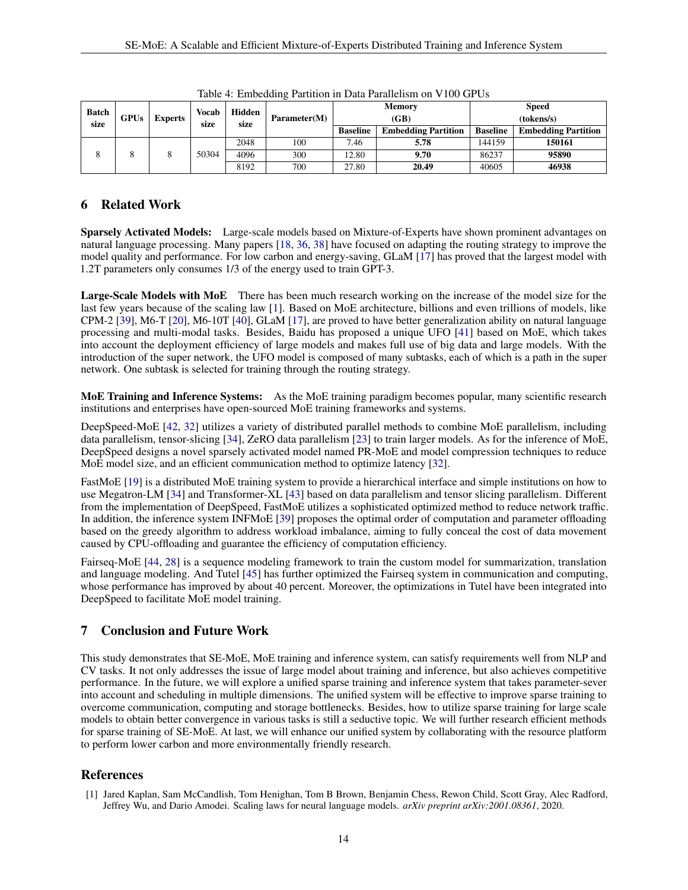Table 4: Embedding Partition in Data Parallelism on V100 GPUs

| Batch size | GPUs | Experts | Vocab size | Hidden size | Parameter(M) | Memory (GB) | | Speed (tokens/s) | |
|---|---|---|---|---|---|---|---|---|---|
| | | | | | | Baseline | Embedding Partition | Baseline | Embedding Partition |
| 8 | 8 | 8 | 50304 | 2048 | 100 | 7.46 | **5.78** | 144159 | **150161** |
| | | | | 4096 | 300 | 12.80 | **9.70** | 86237 | **95890** |
| | | | | 8192 | 700 | 27.80 | **20.49** | 40605 | **46938** |

## 6 Related Work

**Sparsely Activated Models:** Large-scale models based on Mixture-of-Experts have shown prominent advantages on natural language processing. Many papers [18, 36, 38] have focused on adapting the routing strategy to improve the model quality and performance. For low carbon and energy-saving, GLaM [17] has proved that the largest model with 1.2T parameters only consumes 1/3 of the energy used to train GPT-3.

**Large-Scale Models with MoE** There has been much research working on the increase of the model size for the last few years because of the scaling law [1]. Based on MoE architecture, billions and even trillions of models, like CPM-2 [39], M6-T [20], M6-10T [40], GLaM [17], are proved to have better generalization ability on natural language processing and multi-modal tasks. Besides, Baidu has proposed a unique UFO [41] based on MoE, which takes into account the deployment efficiency of large models and makes full use of big data and large models. With the introduction of the super network, the UFO model is composed of many subtasks, each of which is a path in the super network. One subtask is selected for training through the routing strategy.

**MoE Training and Inference Systems:** As the MoE training paradigm becomes popular, many scientific research institutions and enterprises have open-sourced MoE training frameworks and systems.

DeepSpeed-MoE [42, 32] utilizes a variety of distributed parallel methods to combine MoE parallelism, including data parallelism, tensor-slicing [34], ZeRO data parallelism [23] to train larger models. As for the inference of MoE, DeepSpeed designs a novel sparsely activated model named PR-MoE and model compression techniques to reduce MoE model size, and an efficient communication method to optimize latency [32].

FastMoE [19] is a distributed MoE training system to provide a hierarchical interface and simple institutions on how to use Megatron-LM [34] and Transformer-XL [43] based on data parallelism and tensor slicing parallelism. Different from the implementation of DeepSpeed, FastMoE utilizes a sophisticated optimized method to reduce network traffic. In addition, the inference system INFMoE [39] proposes the optimal order of computation and parameter offloading based on the greedy algorithm to address workload imbalance, aiming to fully conceal the cost of data movement caused by CPU-offloading and guarantee the efficiency of computation efficiency.

Fairseq-MoE [44, 28] is a sequence modeling framework to train the custom model for summarization, translation and language modeling. And Tutel [45] has further optimized the Fairseq system in communication and computing, whose performance has improved by about 40 percent. Moreover, the optimizations in Tutel have been integrated into DeepSpeed to facilitate MoE model training.

## 7 Conclusion and Future Work

This study demonstrates that SE-MoE, MoE training and inference system, can satisfy requirements well from NLP and CV tasks. It not only addresses the issue of large model about training and inference, but also achieves competitive performance. In the future, we will explore a unified sparse training and inference system that takes parameter-sever into account and scheduling in multiple dimensions. The unified system will be effective to improve sparse training to overcome communication, computing and storage bottlenecks. Besides, how to utilize sparse training for large scale models to obtain better convergence in various tasks is still a seductive topic. We will further research efficient methods for sparse training of SE-MoE. At last, we will enhance our unified system by collaborating with the resource platform to perform lower carbon and more environmentally friendly research.

## References

[1] Jared Kaplan, Sam McCandlish, Tom Henighan, Tom B Brown, Benjamin Chess, Rewon Child, Scott Gray, Alec Radford, Jeffrey Wu, and Dario Amodei. Scaling laws for neural language models. *arXiv preprint arXiv:2001.08361*, 2020.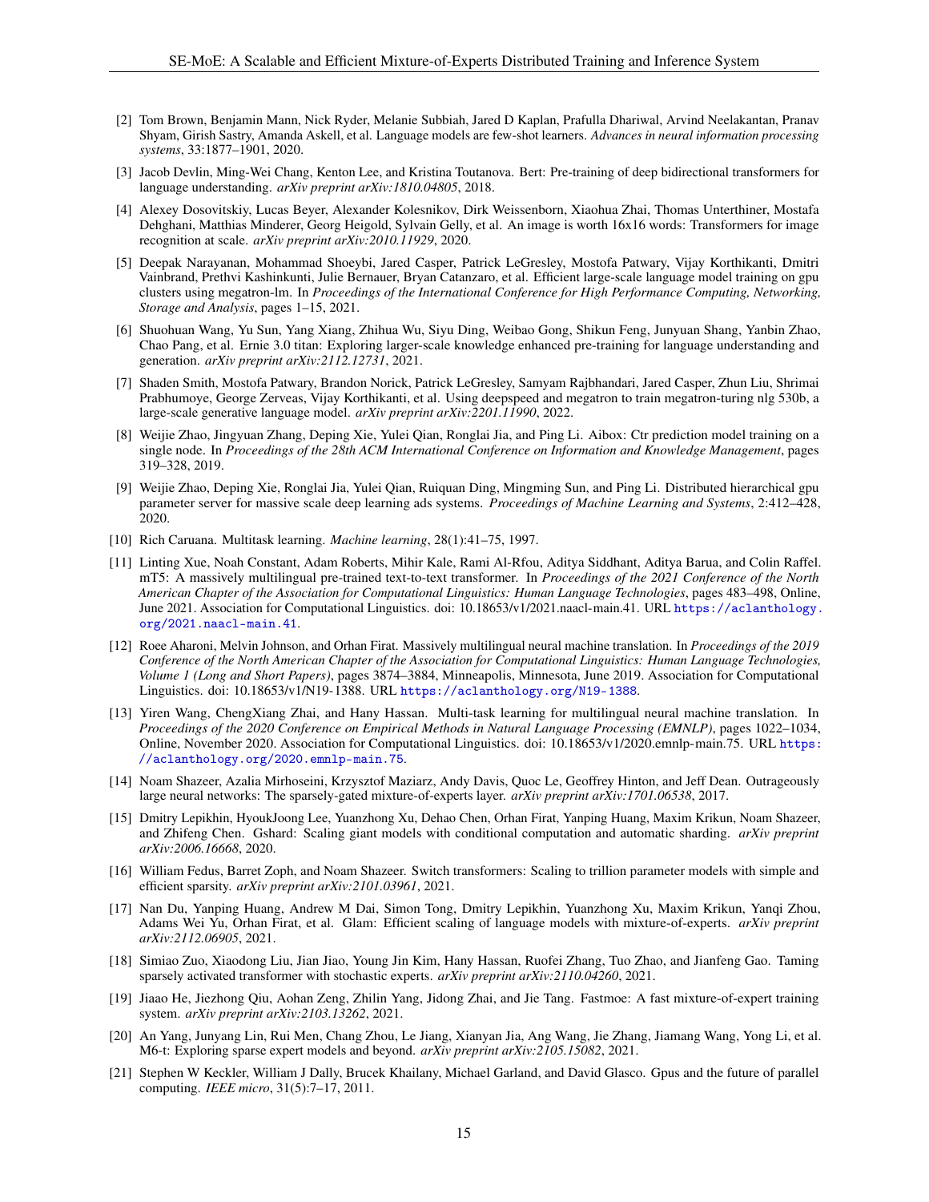[2] Tom Brown, Benjamin Mann, Nick Ryder, Melanie Subbiah, Jared D Kaplan, Prafulla Dhariwal, Arvind Neelakantan, Pranav Shyam, Girish Sastry, Amanda Askell, et al. Language models are few-shot learners. *Advances in neural information processing systems*, 33:1877–1901, 2020.

[3] Jacob Devlin, Ming-Wei Chang, Kenton Lee, and Kristina Toutanova. Bert: Pre-training of deep bidirectional transformers for language understanding. *arXiv preprint arXiv:1810.04805*, 2018.

[4] Alexey Dosovitskiy, Lucas Beyer, Alexander Kolesnikov, Dirk Weissenborn, Xiaohua Zhai, Thomas Unterthiner, Mostafa Dehghani, Matthias Minderer, Georg Heigold, Sylvain Gelly, et al. An image is worth 16x16 words: Transformers for image recognition at scale. *arXiv preprint arXiv:2010.11929*, 2020.

[5] Deepak Narayanan, Mohammad Shoeybi, Jared Casper, Patrick LeGresley, Mostofa Patwary, Vijay Korthikanti, Dmitri Vainbrand, Prethvi Kashinkunti, Julie Bernauer, Bryan Catanzaro, et al. Efficient large-scale language model training on gpu clusters using megatron-lm. In *Proceedings of the International Conference for High Performance Computing, Networking, Storage and Analysis*, pages 1–15, 2021.

[6] Shuohuan Wang, Yu Sun, Yang Xiang, Zhihua Wu, Siyu Ding, Weibao Gong, Shikun Feng, Junyuan Shang, Yanbin Zhao, Chao Pang, et al. Ernie 3.0 titan: Exploring larger-scale knowledge enhanced pre-training for language understanding and generation. *arXiv preprint arXiv:2112.12731*, 2021.

[7] Shaden Smith, Mostofa Patwary, Brandon Norick, Patrick LeGresley, Samyam Rajbhandari, Jared Casper, Zhun Liu, Shrimai Prabhumoye, George Zerveas, Vijay Korthikanti, et al. Using deepspeed and megatron to train megatron-turing nlg 530b, a large-scale generative language model. *arXiv preprint arXiv:2201.11990*, 2022.

[8] Weijie Zhao, Jingyuan Zhang, Deping Xie, Yulei Qian, Ronglai Jia, and Ping Li. Aibox: Ctr prediction model training on a single node. In *Proceedings of the 28th ACM International Conference on Information and Knowledge Management*, pages 319–328, 2019.

[9] Weijie Zhao, Deping Xie, Ronglai Jia, Yulei Qian, Ruiquan Ding, Mingming Sun, and Ping Li. Distributed hierarchical gpu parameter server for massive scale deep learning ads systems. *Proceedings of Machine Learning and Systems*, 2:412–428, 2020.

[10] Rich Caruana. Multitask learning. *Machine learning*, 28(1):41–75, 1997.

[11] Linting Xue, Noah Constant, Adam Roberts, Mihir Kale, Rami Al-Rfou, Aditya Siddhant, Aditya Barua, and Colin Raffel. mT5: A massively multilingual pre-trained text-to-text transformer. In *Proceedings of the 2021 Conference of the North American Chapter of the Association for Computational Linguistics: Human Language Technologies*, pages 483–498, Online, June 2021. Association for Computational Linguistics. doi: 10.18653/v1/2021.naacl-main.41. URL https://aclanthology.org/2021.naacl-main.41.

[12] Roee Aharoni, Melvin Johnson, and Orhan Firat. Massively multilingual neural machine translation. In *Proceedings of the 2019 Conference of the North American Chapter of the Association for Computational Linguistics: Human Language Technologies, Volume 1 (Long and Short Papers)*, pages 3874–3884, Minneapolis, Minnesota, June 2019. Association for Computational Linguistics. doi: 10.18653/v1/N19-1388. URL https://aclanthology.org/N19-1388.

[13] Yiren Wang, ChengXiang Zhai, and Hany Hassan. Multi-task learning for multilingual neural machine translation. In *Proceedings of the 2020 Conference on Empirical Methods in Natural Language Processing (EMNLP)*, pages 1022–1034, Online, November 2020. Association for Computational Linguistics. doi: 10.18653/v1/2020.emnlp-main.75. URL https://aclanthology.org/2020.emnlp-main.75.

[14] Noam Shazeer, Azalia Mirhoseini, Krzysztof Maziarz, Andy Davis, Quoc Le, Geoffrey Hinton, and Jeff Dean. Outrageously large neural networks: The sparsely-gated mixture-of-experts layer. *arXiv preprint arXiv:1701.06538*, 2017.

[15] Dmitry Lepikhin, HyoukJoong Lee, Yuanzhong Xu, Dehao Chen, Orhan Firat, Yanping Huang, Maxim Krikun, Noam Shazeer, and Zhifeng Chen. Gshard: Scaling giant models with conditional computation and automatic sharding. *arXiv preprint arXiv:2006.16668*, 2020.

[16] William Fedus, Barret Zoph, and Noam Shazeer. Switch transformers: Scaling to trillion parameter models with simple and efficient sparsity. *arXiv preprint arXiv:2101.03961*, 2021.

[17] Nan Du, Yanping Huang, Andrew M Dai, Simon Tong, Dmitry Lepikhin, Yuanzhong Xu, Maxim Krikun, Yanqi Zhou, Adams Wei Yu, Orhan Firat, et al. Glam: Efficient scaling of language models with mixture-of-experts. *arXiv preprint arXiv:2112.06905*, 2021.

[18] Simiao Zuo, Xiaodong Liu, Jian Jiao, Young Jin Kim, Hany Hassan, Ruofei Zhang, Tuo Zhao, and Jianfeng Gao. Taming sparsely activated transformer with stochastic experts. *arXiv preprint arXiv:2110.04260*, 2021.

[19] Jiaao He, Jiezhong Qiu, Aohan Zeng, Zhilin Yang, Jidong Zhai, and Jie Tang. Fastmoe: A fast mixture-of-expert training system. *arXiv preprint arXiv:2103.13262*, 2021.

[20] An Yang, Junyang Lin, Rui Men, Chang Zhou, Le Jiang, Xianyan Jia, Ang Wang, Jie Zhang, Jiamang Wang, Yong Li, et al. M6-t: Exploring sparse expert models and beyond. *arXiv preprint arXiv:2105.15082*, 2021.

[21] Stephen W Keckler, William J Dally, Brucek Khailany, Michael Garland, and David Glasco. Gpus and the future of parallel computing. *IEEE micro*, 31(5):7–17, 2011.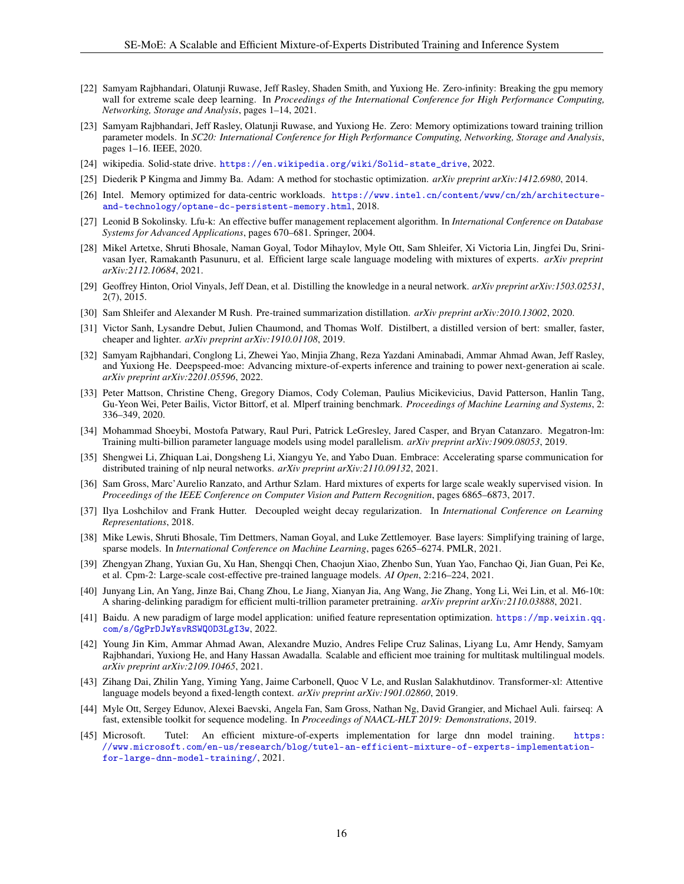[22] Samyam Rajbhandari, Olatunji Ruwase, Jeff Rasley, Shaden Smith, and Yuxiong He. Zero-infinity: Breaking the gpu memory wall for extreme scale deep learning. In *Proceedings of the International Conference for High Performance Computing, Networking, Storage and Analysis*, pages 1–14, 2021.

[23] Samyam Rajbhandari, Jeff Rasley, Olatunji Ruwase, and Yuxiong He. Zero: Memory optimizations toward training trillion parameter models. In *SC20: International Conference for High Performance Computing, Networking, Storage and Analysis*, pages 1–16. IEEE, 2020.

[24] wikipedia. Solid-state drive. https://en.wikipedia.org/wiki/Solid-state_drive, 2022.

[25] Diederik P Kingma and Jimmy Ba. Adam: A method for stochastic optimization. *arXiv preprint arXiv:1412.6980*, 2014.

[26] Intel. Memory optimized for data-centric workloads. https://www.intel.cn/content/www/cn/zh/architecture-and-technology/optane-dc-persistent-memory.html, 2018.

[27] Leonid B Sokolinsky. Lfu-k: An effective buffer management replacement algorithm. In *International Conference on Database Systems for Advanced Applications*, pages 670–681. Springer, 2004.

[28] Mikel Artetxe, Shruti Bhosale, Naman Goyal, Todor Mihaylov, Myle Ott, Sam Shleifer, Xi Victoria Lin, Jingfei Du, Srinivasan Iyer, Ramakanth Pasunuru, et al. Efficient large scale language modeling with mixtures of experts. *arXiv preprint arXiv:2112.10684*, 2021.

[29] Geoffrey Hinton, Oriol Vinyals, Jeff Dean, et al. Distilling the knowledge in a neural network. *arXiv preprint arXiv:1503.02531*, 2(7), 2015.

[30] Sam Shleifer and Alexander M Rush. Pre-trained summarization distillation. *arXiv preprint arXiv:2010.13002*, 2020.

[31] Victor Sanh, Lysandre Debut, Julien Chaumond, and Thomas Wolf. Distilbert, a distilled version of bert: smaller, faster, cheaper and lighter. *arXiv preprint arXiv:1910.01108*, 2019.

[32] Samyam Rajbhandari, Conglong Li, Zhewei Yao, Minjia Zhang, Reza Yazdani Aminabadi, Ammar Ahmad Awan, Jeff Rasley, and Yuxiong He. Deepspeed-moe: Advancing mixture-of-experts inference and training to power next-generation ai scale. *arXiv preprint arXiv:2201.05596*, 2022.

[33] Peter Mattson, Christine Cheng, Gregory Diamos, Cody Coleman, Paulius Micikevicius, David Patterson, Hanlin Tang, Gu-Yeon Wei, Peter Bailis, Victor Bittorf, et al. Mlperf training benchmark. *Proceedings of Machine Learning and Systems*, 2: 336–349, 2020.

[34] Mohammad Shoeybi, Mostofa Patwary, Raul Puri, Patrick LeGresley, Jared Casper, and Bryan Catanzaro. Megatron-lm: Training multi-billion parameter language models using model parallelism. *arXiv preprint arXiv:1909.08053*, 2019.

[35] Shengwei Li, Zhiquan Lai, Dongsheng Li, Xiangyu Ye, and Yabo Duan. Embrace: Accelerating sparse communication for distributed training of nlp neural networks. *arXiv preprint arXiv:2110.09132*, 2021.

[36] Sam Gross, Marc'Aurelio Ranzato, and Arthur Szlam. Hard mixtures of experts for large scale weakly supervised vision. In *Proceedings of the IEEE Conference on Computer Vision and Pattern Recognition*, pages 6865–6873, 2017.

[37] Ilya Loshchilov and Frank Hutter. Decoupled weight decay regularization. In *International Conference on Learning Representations*, 2018.

[38] Mike Lewis, Shruti Bhosale, Tim Dettmers, Naman Goyal, and Luke Zettlemoyer. Base layers: Simplifying training of large, sparse models. In *International Conference on Machine Learning*, pages 6265–6274. PMLR, 2021.

[39] Zhengyan Zhang, Yuxian Gu, Xu Han, Shengqi Chen, Chaojun Xiao, Zhenbo Sun, Yuan Yao, Fanchao Qi, Jian Guan, Pei Ke, et al. Cpm-2: Large-scale cost-effective pre-trained language models. *AI Open*, 2:216–224, 2021.

[40] Junyang Lin, An Yang, Jinze Bai, Chang Zhou, Le Jiang, Xianyan Jia, Ang Wang, Jie Zhang, Yong Li, Wei Lin, et al. M6-10t: A sharing-delinking paradigm for efficient multi-trillion parameter pretraining. *arXiv preprint arXiv:2110.03888*, 2021.

[41] Baidu. A new paradigm of large model application: unified feature representation optimization. https://mp.weixin.qq.com/s/GgPrDJwYsvRSWQ0D3LgI3w, 2022.

[42] Young Jin Kim, Ammar Ahmad Awan, Alexandre Muzio, Andres Felipe Cruz Salinas, Liyang Lu, Amr Hendy, Samyam Rajbhandari, Yuxiong He, and Hany Hassan Awadalla. Scalable and efficient moe training for multitask multilingual models. *arXiv preprint arXiv:2109.10465*, 2021.

[43] Zihang Dai, Zhilin Yang, Yiming Yang, Jaime Carbonell, Quoc V Le, and Ruslan Salakhutdinov. Transformer-xl: Attentive language models beyond a fixed-length context. *arXiv preprint arXiv:1901.02860*, 2019.

[44] Myle Ott, Sergey Edunov, Alexei Baevski, Angela Fan, Sam Gross, Nathan Ng, David Grangier, and Michael Auli. fairseq: A fast, extensible toolkit for sequence modeling. In *Proceedings of NAACL-HLT 2019: Demonstrations*, 2019.

[45] Microsoft. Tutel: An efficient mixture-of-experts implementation for large dnn model training. https://www.microsoft.com/en-us/research/blog/tutel-an-efficient-mixture-of-experts-implementation-for-large-dnn-model-training/, 2021.